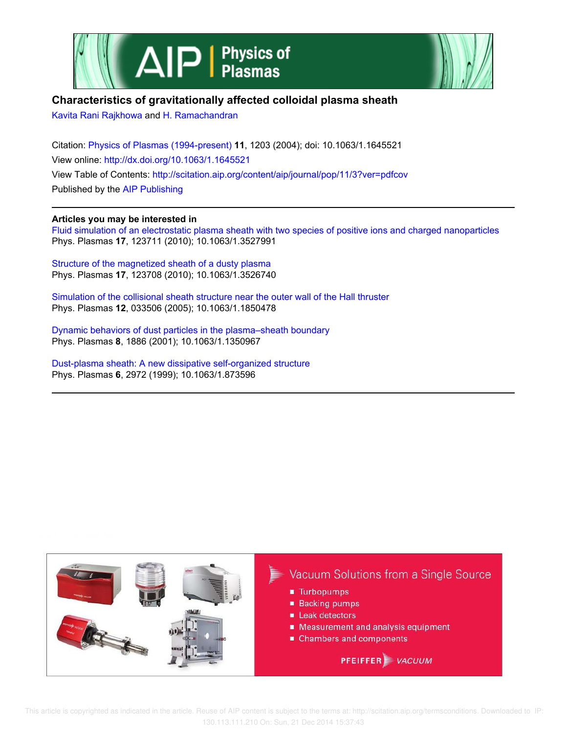# Characteristics of gravitationally affected colloidal plasma sheath

Kavita Rani Rajkhowa and H. Ramachandran

Citation: Physics of Plasmas (1994-present) **11**, 1203 (2004); doi: 10.1063/1.1645521

View online: http://dx.doi.org/10.1063/1.1645521

View Table of Contents: http://scitation.aip.org/content/aip/journal/pop/11/3?ver=pdfcov

Published by the AIP Publishing

---

**Articles you may be interested in**

Fluid simulation of an electrostatic plasma sheath with two species of positive ions and charged nanoparticles
Phys. Plasmas **17**, 123711 (2010); 10.1063/1.3527991

Structure of the magnetized sheath of a dusty plasma
Phys. Plasmas **17**, 123708 (2010); 10.1063/1.3526740

Simulation of the collisional sheath structure near the outer wall of the Hall thruster
Phys. Plasmas **12**, 033506 (2005); 10.1063/1.1850478

Dynamic behaviors of dust particles in the plasma–sheath boundary
Phys. Plasmas **8**, 1886 (2001); 10.1063/1.1350967

Dust-plasma sheath: A new dissipative self-organized structure
Phys. Plasmas **6**, 2972 (1999); 10.1063/1.873596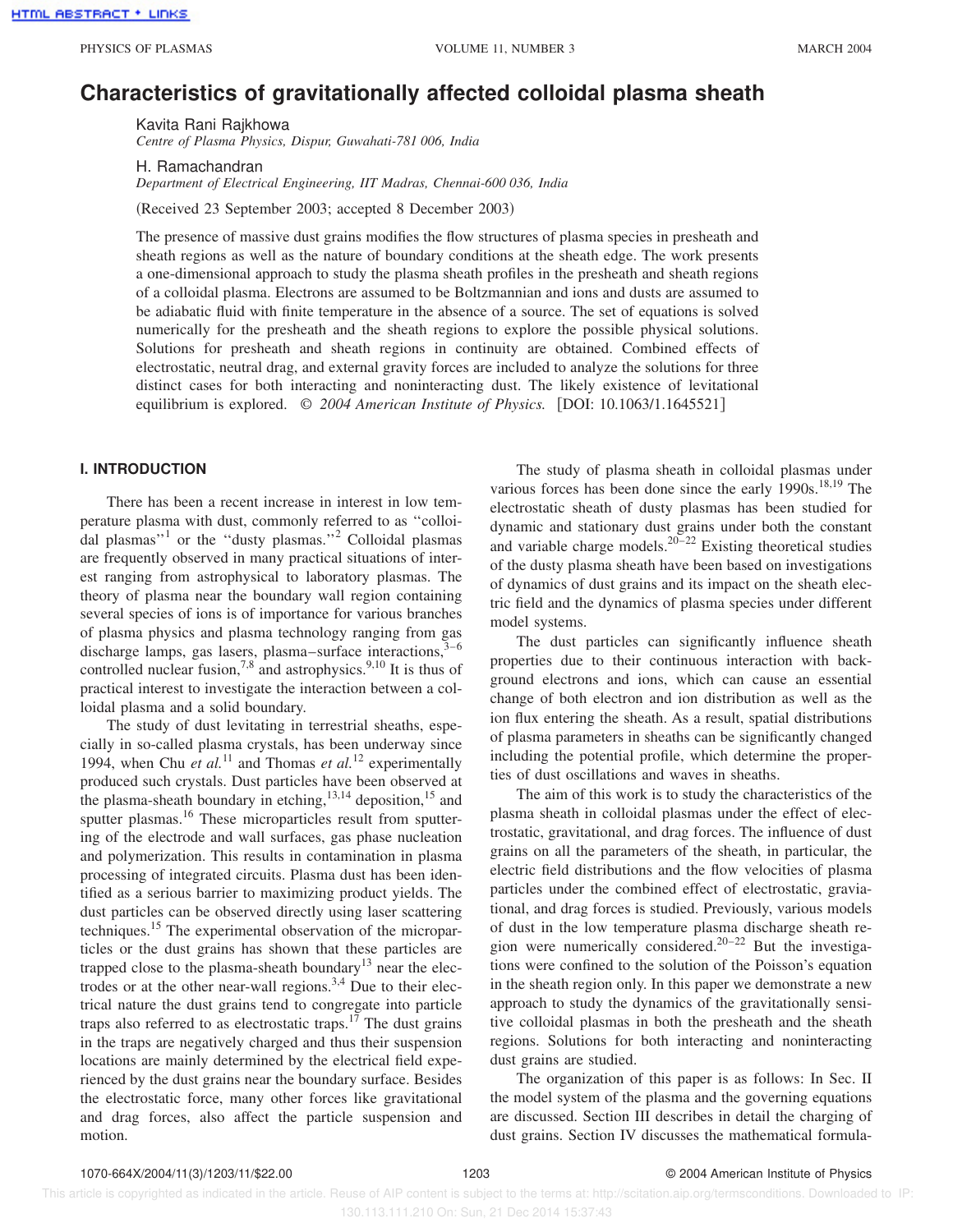# Characteristics of gravitationally affected colloidal plasma sheath

Kavita Rani Rajkhowa
*Centre of Plasma Physics, Dispur, Guwahati-781 006, India*

H. Ramachandran
*Department of Electrical Engineering, IIT Madras, Chennai-600 036, India*

(Received 23 September 2003; accepted 8 December 2003)

The presence of massive dust grains modifies the flow structures of plasma species in presheath and sheath regions as well as the nature of boundary conditions at the sheath edge. The work presents a one-dimensional approach to study the plasma sheath profiles in the presheath and sheath regions of a colloidal plasma. Electrons are assumed to be Boltzmannian and ions and dusts are assumed to be adiabatic fluid with finite temperature in the absence of a source. The set of equations is solved numerically for the presheath and the sheath regions to explore the possible physical solutions. Solutions for presheath and sheath regions in continuity are obtained. Combined effects of electrostatic, neutral drag, and external gravity forces are included to analyze the solutions for three distinct cases for both interacting and noninteracting dust. The likely existence of levitational equilibrium is explored. © *2004 American Institute of Physics.* [DOI: 10.1063/1.1645521]

## I. INTRODUCTION

There has been a recent increase in interest in low temperature plasma with dust, commonly referred to as "colloidal plasmas"[1] or the "dusty plasmas."[2] Colloidal plasmas are frequently observed in many practical situations of interest ranging from astrophysical to laboratory plasmas. The theory of plasma near the boundary wall region containing several species of ions is of importance for various branches of plasma physics and plasma technology ranging from gas discharge lamps, gas lasers, plasma–surface interactions,[3–6] controlled nuclear fusion,[7,8] and astrophysics.[9,10] It is thus of practical interest to investigate the interaction between a colloidal plasma and a solid boundary.

The study of dust levitating in terrestrial sheaths, especially in so-called plasma crystals, has been underway since 1994, when Chu *et al.*[11] and Thomas *et al.*[12] experimentally produced such crystals. Dust particles have been observed at the plasma-sheath boundary in etching,[13,14] deposition,[15] and sputter plasmas.[16] These microparticles result from sputtering of the electrode and wall surfaces, gas phase nucleation and polymerization. This results in contamination in plasma processing of integrated circuits. Plasma dust has been identified as a serious barrier to maximizing product yields. The dust particles can be observed directly using laser scattering techniques.[15] The experimental observation of the microparticles or the dust grains has shown that these particles are trapped close to the plasma-sheath boundary[13] near the electrodes or at the other near-wall regions.[3,4] Due to their electrical nature the dust grains tend to congregate into particle traps also referred to as electrostatic traps.[17] The dust grains in the traps are negatively charged and thus their suspension locations are mainly determined by the electrical field experienced by the dust grains near the boundary surface. Besides the electrostatic force, many other forces like gravitational and drag forces, also affect the particle suspension and motion.

The study of plasma sheath in colloidal plasmas under various forces has been done since the early 1990s.[18,19] The electrostatic sheath of dusty plasmas has been studied for dynamic and stationary dust grains under both the constant and variable charge models.[20–22] Existing theoretical studies of the dusty plasma sheath have been based on investigations of dynamics of dust grains and its impact on the sheath electric field and the dynamics of plasma species under different model systems.

The dust particles can significantly influence sheath properties due to their continuous interaction with background electrons and ions, which can cause an essential change of both electron and ion distribution as well as the ion flux entering the sheath. As a result, spatial distributions of plasma parameters in sheaths can be significantly changed including the potential profile, which determine the properties of dust oscillations and waves in sheaths.

The aim of this work is to study the characteristics of the plasma sheath in colloidal plasmas under the effect of electrostatic, gravitational, and drag forces. The influence of dust grains on all the parameters of the sheath, in particular, the electric field distributions and the flow velocities of plasma particles under the combined effect of electrostatic, graviational, and drag forces is studied. Previously, various models of dust in the low temperature plasma discharge sheath region were numerically considered.[20–22] But the investigations were confined to the solution of the Poisson's equation in the sheath region only. In this paper we demonstrate a new approach to study the dynamics of the gravitationally sensitive colloidal plasmas in both the presheath and the sheath regions. Solutions for both interacting and noninteracting dust grains are studied.

The organization of this paper is as follows: In Sec. II the model system of the plasma and the governing equations are discussed. Section III describes in detail the charging of dust grains. Section IV discusses the mathematical formula-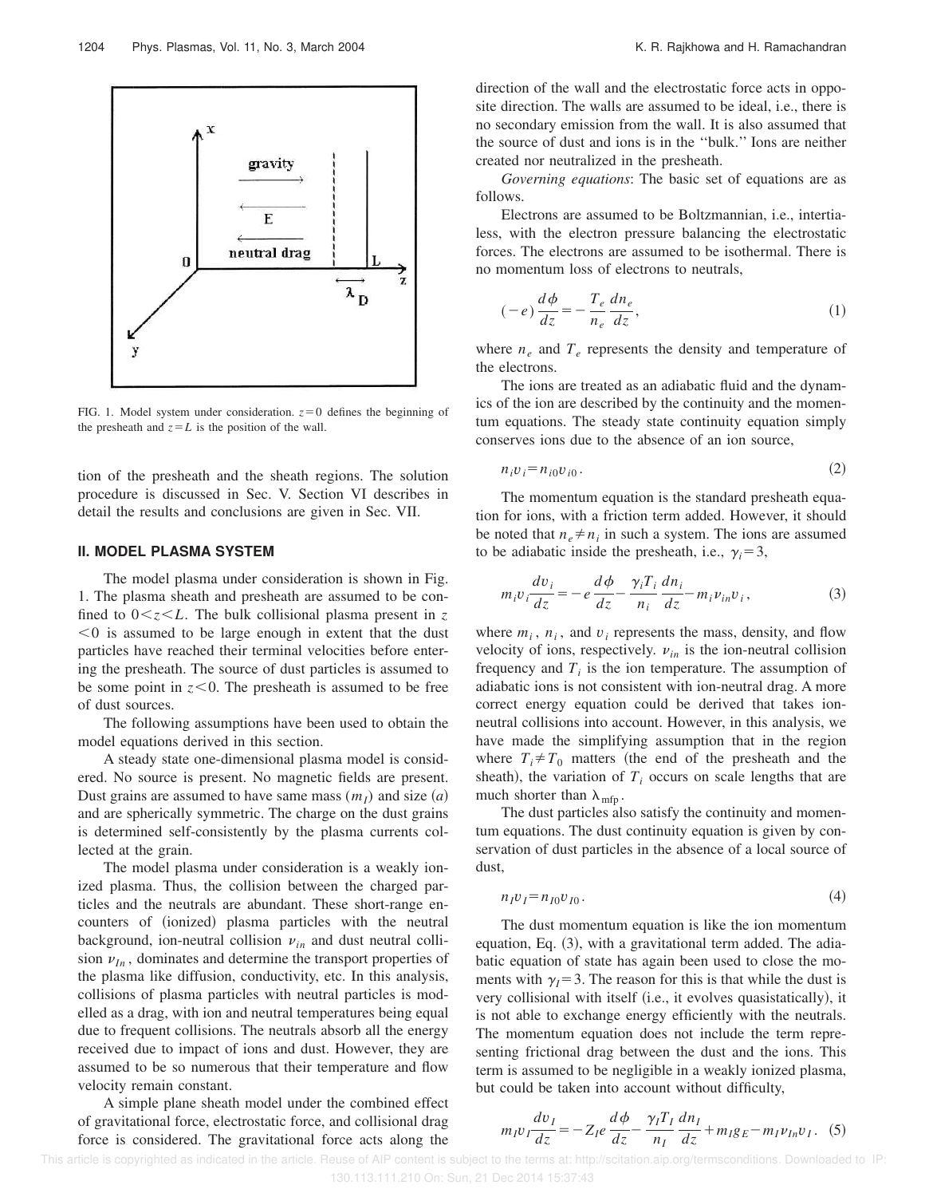FIG. 1. Model system under consideration. $z=0$ defines the beginning of the presheath and $z=L$ is the position of the wall.

tion of the presheath and the sheath regions. The solution procedure is discussed in Sec. V. Section VI describes in detail the results and conclusions are given in Sec. VII.

## II. MODEL PLASMA SYSTEM

The model plasma under consideration is shown in Fig. 1. The plasma sheath and presheath are assumed to be confined to $0<z<L$. The bulk collisional plasma present in $z<0$ is assumed to be large enough in extent that the dust particles have reached their terminal velocities before entering the presheath. The source of dust particles is assumed to be some point in $z<0$. The presheath is assumed to be free of dust sources.

The following assumptions have been used to obtain the model equations derived in this section.

A steady state one-dimensional plasma model is considered. No source is present. No magnetic fields are present. Dust grains are assumed to have same mass ($m_I$) and size ($a$) and are spherically symmetric. The charge on the dust grains is determined self-consistently by the plasma currents collected at the grain.

The model plasma under consideration is a weakly ionized plasma. Thus, the collision between the charged particles and the neutrals are abundant. These short-range encounters of (ionized) plasma particles with the neutral background, ion-neutral collision $\nu_{in}$ and dust neutral collision $\nu_{In}$, dominates and determine the transport properties of the plasma like diffusion, conductivity, etc. In this analysis, collisions of plasma particles with neutral particles is modelled as a drag, with ion and neutral temperatures being equal due to frequent collisions. The neutrals absorb all the energy received due to impact of ions and dust. However, they are assumed to be so numerous that their temperature and flow velocity remain constant.

A simple plane sheath model under the combined effect of gravitational force, electrostatic force, and collisional drag force is considered. The gravitational force acts along the direction of the wall and the electrostatic force acts in opposite direction. The walls are assumed to be ideal, i.e., there is no secondary emission from the wall. It is also assumed that the source of dust and ions is in the "bulk." Ions are neither created nor neutralized in the presheath.

*Governing equations*: The basic set of equations are as follows.

Electrons are assumed to be Boltzmannian, i.e., intertialess, with the electron pressure balancing the electrostatic forces. The electrons are assumed to be isothermal. There is no momentum loss of electrons to neutrals,

$$(-e)\frac{d\phi}{dz}=-\frac{T_e}{n_e}\frac{dn_e}{dz}, \tag{1}$$

where $n_e$ and $T_e$ represents the density and temperature of the electrons.

The ions are treated as an adiabatic fluid and the dynamics of the ion are described by the continuity and the momentum equations. The steady state continuity equation simply conserves ions due to the absence of an ion source,

$$n_i v_i = n_{i0} v_{i0}. \tag{2}$$

The momentum equation is the standard presheath equation for ions, with a friction term added. However, it should be noted that $n_e \neq n_i$ in such a system. The ions are assumed to be adiabatic inside the presheath, i.e., $\gamma_i=3$,

$$m_i v_i \frac{dv_i}{dz}=-e\frac{d\phi}{dz}-\frac{\gamma_i T_i}{n_i}\frac{dn_i}{dz}-m_i\nu_{in}v_i, \tag{3}$$

where $m_i$, $n_i$, and $v_i$ represents the mass, density, and flow velocity of ions, respectively. $\nu_{in}$ is the ion-neutral collision frequency and $T_i$ is the ion temperature. The assumption of adiabatic ions is not consistent with ion-neutral drag. A more correct energy equation could be derived that takes ion-neutral collisions into account. However, in this analysis, we have made the simplifying assumption that in the region where $T_i \neq T_0$ matters (the end of the presheath and the sheath), the variation of $T_i$ occurs on scale lengths that are much shorter than $\lambda_{\mathrm{mfp}}$.

The dust particles also satisfy the continuity and momentum equations. The dust continuity equation is given by conservation of dust particles in the absence of a local source of dust,

$$n_I v_I = n_{I0} v_{I0}. \tag{4}$$

The dust momentum equation is like the ion momentum equation, Eq. (3), with a gravitational term added. The adiabatic equation of state has again been used to close the moments with $\gamma_I=3$. The reason for this is that while the dust is very collisional with itself (i.e., it evolves quasistatically), it is not able to exchange energy efficiently with the neutrals. The momentum equation does not include the term representing frictional drag between the dust and the ions. This term is assumed to be negligible in a weakly ionized plasma, but could be taken into account without difficulty,

$$m_I v_I \frac{dv_I}{dz}=-Z_I e\frac{d\phi}{dz}-\frac{\gamma_I T_I}{n_I}\frac{dn_I}{dz}+m_I g_E-m_I\nu_{In}v_I. \tag{5}$$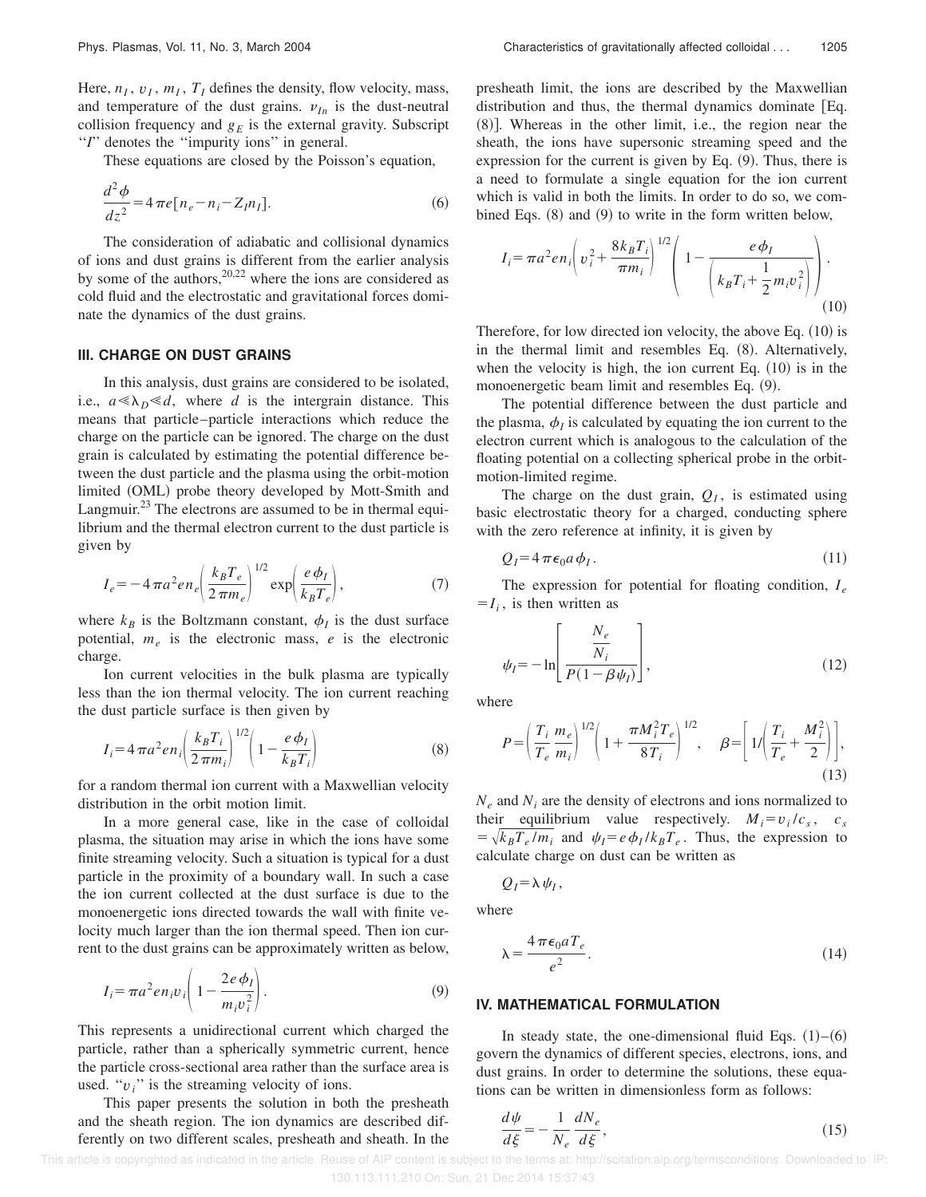Here, $n_I$, $v_I$, $m_I$, $T_I$ defines the density, flow velocity, mass, and temperature of the dust grains. $\nu_{In}$ is the dust-neutral collision frequency and $g_E$ is the external gravity. Subscript "$I$" denotes the "impurity ions" in general.

These equations are closed by the Poisson's equation,

$$\frac{d^2\phi}{dz^2} = 4\pi e[n_e - n_i - Z_I n_I]. \tag{6}$$

The consideration of adiabatic and collisional dynamics of ions and dust grains is different from the earlier analysis by some of the authors,[20,22] where the ions are considered as cold fluid and the electrostatic and gravitational forces dominate the dynamics of the dust grains.

## III. CHARGE ON DUST GRAINS

In this analysis, dust grains are considered to be isolated, i.e., $a \ll \lambda_D \ll d$, where $d$ is the intergrain distance. This means that particle–particle interactions which reduce the charge on the particle can be ignored. The charge on the dust grain is calculated by estimating the potential difference between the dust particle and the plasma using the orbit-motion limited (OML) probe theory developed by Mott-Smith and Langmuir.[23] The electrons are assumed to be in thermal equilibrium and the thermal electron current to the dust particle is given by

$$I_e = -4\pi a^2 e n_e \left(\frac{k_B T_e}{2\pi m_e}\right)^{1/2} \exp\left(\frac{e\phi_I}{k_B T_e}\right), \tag{7}$$

where $k_B$ is the Boltzmann constant, $\phi_I$ is the dust surface potential, $m_e$ is the electronic mass, $e$ is the electronic charge.

Ion current velocities in the bulk plasma are typically less than the ion thermal velocity. The ion current reaching the dust particle surface is then given by

$$I_i = 4\pi a^2 e n_i \left(\frac{k_B T_i}{2\pi m_i}\right)^{1/2} \left(1 - \frac{e\phi_I}{k_B T_i}\right) \tag{8}$$

for a random thermal ion current with a Maxwellian velocity distribution in the orbit motion limit.

In a more general case, like in the case of colloidal plasma, the situation may arise in which the ions have some finite streaming velocity. Such a situation is typical for a dust particle in the proximity of a boundary wall. In such a case the ion current collected at the dust surface is due to the monoenergetic ions directed towards the wall with finite velocity much larger than the ion thermal speed. Then ion current to the dust grains can be approximately written as below,

$$I_i = \pi a^2 e n_i v_i \left(1 - \frac{2e\phi_I}{m_i v_i^2}\right). \tag{9}$$

This represents a unidirectional current which charged the particle, rather than a spherically symmetric current, hence the particle cross-sectional area rather than the surface area is used. "$v_i$" is the streaming velocity of ions.

This paper presents the solution in both the presheath and the sheath region. The ion dynamics are described differently on two different scales, presheath and sheath. In the presheath limit, the ions are described by the Maxwellian distribution and thus, the thermal dynamics dominate [Eq. (8)]. Whereas in the other limit, i.e., the region near the sheath, the ions have supersonic streaming speed and the expression for the current is given by Eq. (9). Thus, there is a need to formulate a single equation for the ion current which is valid in both the limits. In order to do so, we combined Eqs. (8) and (9) to write in the form written below,

$$I_i = \pi a^2 e n_i \left(v_i^2 + \frac{8k_B T_i}{\pi m_i}\right)^{1/2} \left(1 - \frac{e\phi_I}{\left(k_B T_i + \frac{1}{2} m_i v_i^2\right)}\right). \tag{10}$$

Therefore, for low directed ion velocity, the above Eq. (10) is in the thermal limit and resembles Eq. (8). Alternatively, when the velocity is high, the ion current Eq. (10) is in the monoenergetic beam limit and resembles Eq. (9).

The potential difference between the dust particle and the plasma, $\phi_I$ is calculated by equating the ion current to the electron current which is analogous to the calculation of the floating potential on a collecting spherical probe in the orbit-motion-limited regime.

The charge on the dust grain, $Q_I$, is estimated using basic electrostatic theory for a charged, conducting sphere with the zero reference at infinity, it is given by

$$Q_I = 4\pi\epsilon_0 a \phi_I. \tag{11}$$

The expression for potential for floating condition, $I_e = I_i$, is then written as

$$\psi_I = -\ln\left[\frac{\dfrac{N_e}{N_i}}{P(1-\beta\psi_I)}\right], \tag{12}$$

where

$$P = \left(\frac{T_i}{T_e}\frac{m_e}{m_i}\right)^{1/2}\left(1 + \frac{\pi M_i^2 T_e}{8T_i}\right)^{1/2}, \quad \beta = \left[1\Big/\left(\frac{T_i}{T_e} + \frac{M_i^2}{2}\right)\right], \tag{13}$$

$N_e$ and $N_i$ are the density of electrons and ions normalized to their equilibrium value respectively. $M_i = v_i/c_s$, $c_s = \sqrt{k_B T_e/m_i}$ and $\psi_I = e\phi_I/k_B T_e$. Thus, the expression to calculate charge on dust can be written as

$$Q_I = \lambda\psi_I,$$

where

$$\lambda = \frac{4\pi\epsilon_0 a T_e}{e^2}. \tag{14}$$

## IV. MATHEMATICAL FORMULATION

In steady state, the one-dimensional fluid Eqs. (1)–(6) govern the dynamics of different species, electrons, ions, and dust grains. In order to determine the solutions, these equations can be written in dimensionless form as follows:

$$\frac{d\psi}{d\xi} = -\frac{1}{N_e}\frac{dN_e}{d\xi}, \tag{15}$$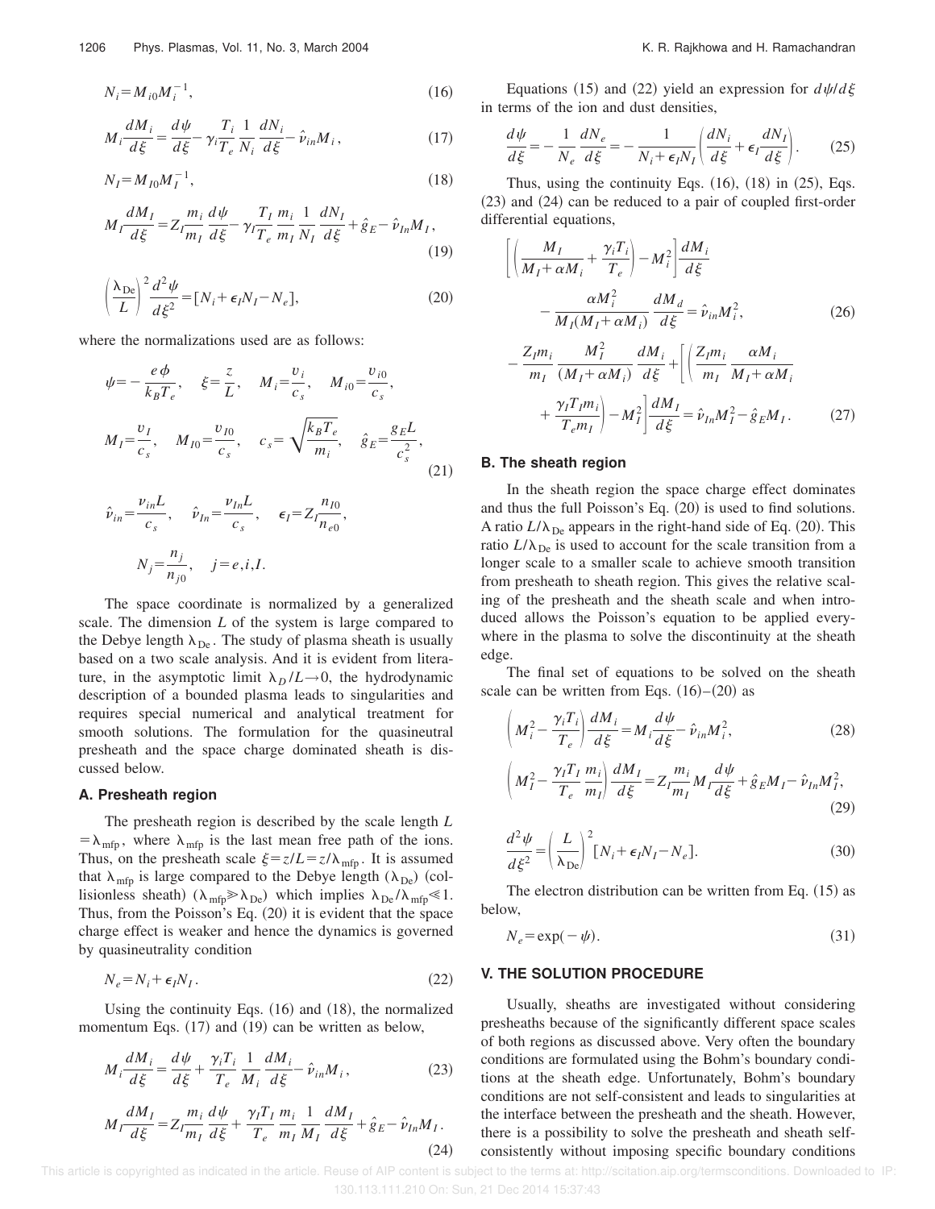$$N_i = M_{i0} M_i^{-1}, \tag{16}$$

$$M_i \frac{dM_i}{d\xi} = \frac{d\psi}{d\xi} - \gamma_i \frac{T_i}{T_e} \frac{1}{N_i} \frac{dN_i}{d\xi} - \hat{\nu}_{in} M_i, \tag{17}$$

$$N_I = M_{I0} M_I^{-1}, \tag{18}$$

$$M_I \frac{dM_I}{d\xi} = Z_I \frac{m_i}{m_I} \frac{d\psi}{d\xi} - \gamma_I \frac{T_I}{T_e} \frac{m_i}{m_I} \frac{1}{N_I} \frac{dN_I}{d\xi} + \hat{g}_E - \hat{\nu}_{In} M_I, \tag{19}$$

$$\left(\frac{\lambda_{\text{De}}}{L}\right)^2 \frac{d^2\psi}{d\xi^2} = [N_i + \epsilon_I N_I - N_e], \tag{20}$$

where the normalizations used are as follows:

$$\psi = -\frac{e\phi}{k_B T_e}, \quad \xi = \frac{z}{L}, \quad M_i = \frac{v_i}{c_s}, \quad M_{i0} = \frac{v_{i0}}{c_s},$$

$$M_I = \frac{v_I}{c_s}, \quad M_{I0} = \frac{v_{I0}}{c_s}, \quad c_s = \sqrt{\frac{k_B T_e}{m_i}}, \quad \hat{g}_E = \frac{g_E L}{c_s^2}, \tag{21}$$

$$\hat{\nu}_{in} = \frac{\nu_{in} L}{c_s}, \quad \hat{\nu}_{In} = \frac{\nu_{In} L}{c_s}, \quad \epsilon_I = Z_I \frac{n_{I0}}{n_{e0}},$$

$$N_j = \frac{n_j}{n_{j0}}, \quad j = e, i, I.$$

The space coordinate is normalized by a generalized scale. The dimension $L$ of the system is large compared to the Debye length $\lambda_{\text{De}}$. The study of plasma sheath is usually based on a two scale analysis. And it is evident from literature, in the asymptotic limit $\lambda_D / L \to 0$, the hydrodynamic description of a bounded plasma leads to singularities and requires special numerical and analytical treatment for smooth solutions. The formulation for the quasineutral presheath and the space charge dominated sheath is discussed below.

### A. Presheath region

The presheath region is described by the scale length $L = \lambda_{\text{mfp}}$, where $\lambda_{\text{mfp}}$ is the last mean free path of the ions. Thus, on the presheath scale $\xi = z/L = z/\lambda_{\text{mfp}}$. It is assumed that $\lambda_{\text{mfp}}$ is large compared to the Debye length ($\lambda_{\text{De}}$) (collisionless sheath) ($\lambda_{\text{mfp}} \gg \lambda_{\text{De}}$) which implies $\lambda_{\text{De}}/\lambda_{\text{mfp}} \ll 1$. Thus, from the Poisson's Eq. (20) it is evident that the space charge effect is weaker and hence the dynamics is governed by quasineutrality condition

$$N_e = N_i + \epsilon_I N_I. \tag{22}$$

Using the continuity Eqs. (16) and (18), the normalized momentum Eqs. (17) and (19) can be written as below,

$$M_i \frac{dM_i}{d\xi} = \frac{d\psi}{d\xi} + \frac{\gamma_i T_i}{T_e} \frac{1}{M_i} \frac{dM_i}{d\xi} - \hat{\nu}_{in} M_i, \tag{23}$$

$$M_I \frac{dM_I}{d\xi} = Z_I \frac{m_i}{m_I} \frac{d\psi}{d\xi} + \frac{\gamma_I T_I}{T_e} \frac{m_i}{m_I} \frac{1}{M_I} \frac{dM_I}{d\xi} + \hat{g}_E - \hat{\nu}_{In} M_I. \tag{24}$$

Equations (15) and (22) yield an expression for $d\psi/d\xi$ in terms of the ion and dust densities,

$$\frac{d\psi}{d\xi} = -\frac{1}{N_e} \frac{dN_e}{d\xi} = -\frac{1}{N_i + \epsilon_I N_I} \left(\frac{dN_i}{d\xi} + \epsilon_I \frac{dN_I}{d\xi}\right). \tag{25}$$

Thus, using the continuity Eqs. (16), (18) in (25), Eqs. (23) and (24) can be reduced to a pair of coupled first-order differential equations,

$$\left[\left(\frac{M_I}{M_I + \alpha M_i} + \frac{\gamma_i T_i}{T_e}\right) - M_i^2\right] \frac{dM_i}{d\xi} - \frac{\alpha M_i^2}{M_I (M_I + \alpha M_i)} \frac{dM_d}{d\xi} = \hat{\nu}_{in} M_i^2, \tag{26}$$

$$-\frac{Z_I m_i}{m_I} \frac{M_I^2}{(M_I + \alpha M_i)} \frac{dM_i}{d\xi} + \left[\left(\frac{Z_I m_i}{m_I} \frac{\alpha M_i}{M_I + \alpha M_i} + \frac{\gamma_I T_I m_i}{T_e m_I}\right) - M_I^2\right] \frac{dM_I}{d\xi} = \hat{\nu}_{In} M_I^2 - \hat{g}_E M_I. \tag{27}$$

### B. The sheath region

In the sheath region the space charge effect dominates and thus the full Poisson's Eq. (20) is used to find solutions. A ratio $L/\lambda_{\text{De}}$ appears in the right-hand side of Eq. (20). This ratio $L/\lambda_{\text{De}}$ is used to account for the scale transition from a longer scale to a smaller scale to achieve smooth transition from presheath to sheath region. This gives the relative scaling of the presheath and the sheath scale and when introduced allows the Poisson's equation to be applied everywhere in the plasma to solve the discontinuity at the sheath edge.

The final set of equations to be solved on the sheath scale can be written from Eqs. (16)–(20) as

$$\left(M_i^2 - \frac{\gamma_i T_i}{T_e}\right) \frac{dM_i}{d\xi} = M_i \frac{d\psi}{d\xi} - \hat{\nu}_{in} M_i^2, \tag{28}$$

$$\left(M_I^2 - \frac{\gamma_I T_I}{T_e} \frac{m_i}{m_I}\right) \frac{dM_I}{d\xi} = Z_I \frac{m_i}{m_I} M_I \frac{d\psi}{d\xi} + \hat{g}_E M_I - \hat{\nu}_{In} M_I^2, \tag{29}$$

$$\frac{d^2\psi}{d\xi^2} = \left(\frac{L}{\lambda_{\text{De}}}\right)^2 [N_i + \epsilon_I N_I - N_e]. \tag{30}$$

The electron distribution can be written from Eq. (15) as below,

$$N_e = \exp(-\psi). \tag{31}$$

## V. THE SOLUTION PROCEDURE

Usually, sheaths are investigated without considering presheaths because of the significantly different space scales of both regions as discussed above. Very often the boundary conditions are formulated using the Bohm's boundary conditions at the sheath edge. Unfortunately, Bohm's boundary conditions are not self-consistent and leads to singularities at the interface between the presheath and the sheath. However, there is a possibility to solve the presheath and sheath self-consistently without imposing specific boundary conditions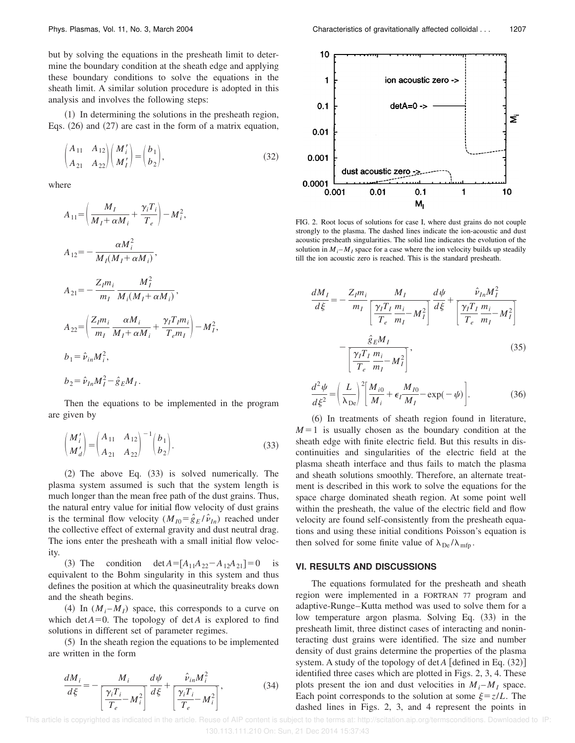but by solving the equations in the presheath limit to determine the boundary condition at the sheath edge and applying these boundary conditions to solve the equations in the sheath limit. A similar solution procedure is adopted in this analysis and involves the following steps:

(1) In determining the solutions in the presheath region, Eqs. (26) and (27) are cast in the form of a matrix equation,

$$\begin{pmatrix} A_{11} & A_{12} \\ A_{21} & A_{22} \end{pmatrix} \begin{pmatrix} M_i' \\ M_I' \end{pmatrix} = \begin{pmatrix} b_1 \\ b_2 \end{pmatrix}, \tag{32}$$

where

$$A_{11} = \left( \frac{M_I}{M_I + \alpha M_i} + \frac{\gamma_i T_i}{T_e} \right) - M_i^2,$$

$$A_{12} = -\frac{\alpha M_i^2}{M_I(M_I + \alpha M_i)},$$

$$A_{21} = -\frac{Z_I m_i}{m_I} \frac{M_I^2}{M_i(M_I + \alpha M_i)},$$

$$A_{22} = \left( \frac{Z_I m_i}{m_I} \frac{\alpha M_i}{M_I + \alpha M_i} + \frac{\gamma_I T_I m_i}{T_e m_I} \right) - M_I^2,$$

$$b_1 = \hat{\nu}_{in} M_i^2,$$

$$b_2 = \hat{\nu}_{In} M_I^2 - \hat{g}_E M_I.$$

Then the equations to be implemented in the program are given by

$$\begin{pmatrix} M_i' \\ M_d' \end{pmatrix} = \begin{pmatrix} A_{11} & A_{12} \\ A_{21} & A_{22} \end{pmatrix}^{-1} \begin{pmatrix} b_1 \\ b_2 \end{pmatrix}. \tag{33}$$

(2) The above Eq. (33) is solved numerically. The plasma system assumed is such that the system length is much longer than the mean free path of the dust grains. Thus, the natural entry value for initial flow velocity of dust grains is the terminal flow velocity ($M_{I0} = \hat{g}_E / \hat{\nu}_{In}$) reached under the collective effect of external gravity and dust neutral drag. The ions enter the presheath with a small initial flow velocity.

(3) The condition $\det A = [A_{11}A_{22} - A_{12}A_{21}] = 0$ is equivalent to the Bohm singularity in this system and thus defines the position at which the quasineutrality breaks down and the sheath begins.

(4) In $(M_i - M_I)$ space, this corresponds to a curve on which $\det A = 0$. The topology of $\det A$ is explored to find solutions in different set of parameter regimes.

(5) In the sheath region the equations to be implemented are written in the form

$$\frac{dM_i}{d\xi} = -\frac{M_i}{\left[ \dfrac{\gamma_i T_i}{T_e} - M_i^2 \right]} \frac{d\psi}{d\xi} + \frac{\hat{\nu}_{in} M_i^2}{\left[ \dfrac{\gamma_i T_i}{T_e} - M_i^2 \right]}, \tag{34}$$

FIG. 2. Root locus of solutions for case I, where dust grains do not couple strongly to the plasma. The dashed lines indicate the ion-acoustic and dust acoustic presheath singularities. The solid line indicates the evolution of the solution in $M_i - M_I$ space for a case where the ion velocity builds up steadily till the ion acoustic zero is reached. This is the standard presheath.

$$\frac{dM_I}{d\xi} = -\frac{Z_I m_i}{m_I} \frac{M_I}{\left[ \dfrac{\gamma_I T_I}{T_e} \dfrac{m_i}{m_I} - M_I^2 \right]} \frac{d\psi}{d\xi} + \frac{\hat{\nu}_{In} M_I^2}{\left[ \dfrac{\gamma_I T_I}{T_e} \dfrac{m_i}{m_I} - M_I^2 \right]} - \frac{\hat{g}_E M_I}{\left[ \dfrac{\gamma_I T_I}{T_e} \dfrac{m_i}{m_I} - M_I^2 \right]}, \tag{35}$$

$$\frac{d^2\psi}{d\xi^2} = \left( \frac{L}{\lambda_{\text{De}}} \right)^2 \left[ \frac{M_{i0}}{M_i} + \epsilon_I \frac{M_{I0}}{M_I} - \exp(-\psi) \right]. \tag{36}$$

(6) In treatments of sheath region found in literature, $M = 1$ is usually chosen as the boundary condition at the sheath edge with finite electric field. But this results in discontinuities and singularities of the electric field at the plasma sheath interface and thus fails to match the plasma and sheath solutions smoothly. Therefore, an alternate treatment is described in this work to solve the equations for the space charge dominated sheath region. At some point well within the presheath, the value of the electric field and flow velocity are found self-consistently from the presheath equations and using these initial conditions Poisson's equation is then solved for some finite value of $\lambda_{\text{De}} / \lambda_{\text{mfp}}$.

## VI. RESULTS AND DISCUSSIONS

The equations formulated for the presheath and sheath region were implemented in a FORTRAN 77 program and adaptive-Runge–Kutta method was used to solve them for a low temperature argon plasma. Solving Eq. (33) in the presheath limit, three distinct cases of interacting and noninteracting dust grains were identified. The size and number density of dust grains determine the properties of the plasma system. A study of the topology of $\det A$ [defined in Eq. (32)] identified three cases which are plotted in Figs. 2, 3, 4. These plots present the ion and dust velocities in $M_i - M_I$ space. Each point corresponds to the solution at some $\xi = z/L$. The dashed lines in Figs. 2, 3, and 4 represent the points in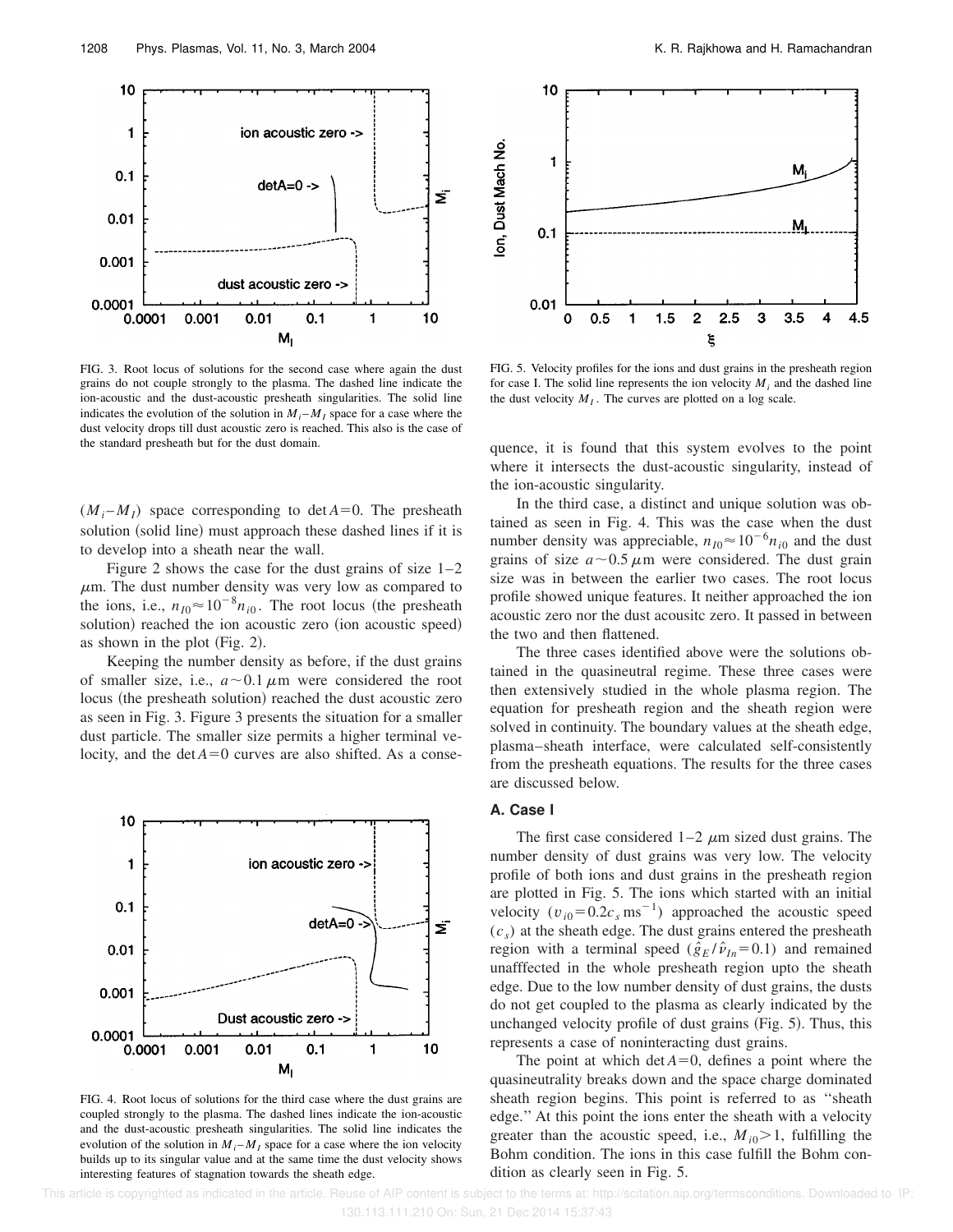FIG. 3. Root locus of solutions for the second case where again the dust grains do not couple strongly to the plasma. The dashed line indicate the ion-acoustic and the dust-acoustic presheath singularities. The solid line indicates the evolution of the solution in $M_i - M_I$ space for a case where the dust velocity drops till dust acoustic zero is reached. This also is the case of the standard presheath but for the dust domain.

FIG. 5. Velocity profiles for the ions and dust grains in the presheath region for case I. The solid line represents the ion velocity $M_i$ and the dashed line the dust velocity $M_I$. The curves are plotted on a log scale.

$(M_i - M_I)$ space corresponding to $\det A = 0$. The presheath solution (solid line) must approach these dashed lines if it is to develop into a sheath near the wall.

Figure 2 shows the case for the dust grains of size 1–2 $\mu$m. The dust number density was very low as compared to the ions, i.e., $n_{I0} \approx 10^{-8} n_{i0}$. The root locus (the presheath solution) reached the ion acoustic zero (ion acoustic speed) as shown in the plot (Fig. 2).

Keeping the number density as before, if the dust grains of smaller size, i.e., $a \sim 0.1\,\mu$m were considered the root locus (the presheath solution) reached the dust acoustic zero as seen in Fig. 3. Figure 3 presents the situation for a smaller dust particle. The smaller size permits a higher terminal velocity, and the $\det A = 0$ curves are also shifted. As a consequence, it is found that this system evolves to the point where it intersects the dust-acoustic singularity, instead of the ion-acoustic singularity.

In the third case, a distinct and unique solution was obtained as seen in Fig. 4. This was the case when the dust number density was appreciable, $n_{I0} \approx 10^{-6} n_{i0}$ and the dust grains of size $a \sim 0.5\,\mu$m were considered. The dust grain size was in between the earlier two cases. The root locus profile showed unique features. It neither approached the ion acoustic zero nor the dust acousitc zero. It passed in between the two and then flattened.

The three cases identified above were the solutions obtained in the quasineutral regime. These three cases were then extensively studied in the whole plasma region. The equation for presheath region and the sheath region were solved in continuity. The boundary values at the sheath edge, plasma–sheath interface, were calculated self-consistently from the presheath equations. The results for the three cases are discussed below.

FIG. 4. Root locus of solutions for the third case where the dust grains are coupled strongly to the plasma. The dashed lines indicate the ion-acoustic and the dust-acoustic presheath singularities. The solid line indicates the evolution of the solution in $M_i - M_I$ space for a case where the ion velocity builds up to its singular value and at the same time the dust velocity shows interesting features of stagnation towards the sheath edge.

### A. Case I

The first case considered 1–2 $\mu$m sized dust grains. The number density of dust grains was very low. The velocity profile of both ions and dust grains in the presheath region are plotted in Fig. 5. The ions which started with an initial velocity ($v_{i0} = 0.2 c_s\,\mathrm{ms}^{-1}$) approached the acoustic speed ($c_s$) at the sheath edge. The dust grains entered the presheath region with a terminal speed ($\hat{g}_E / \hat{\nu}_{In} = 0.1$) and remained unafffected in the whole presheath region upto the sheath edge. Due to the low number density of dust grains, the dusts do not get coupled to the plasma as clearly indicated by the unchanged velocity profile of dust grains (Fig. 5). Thus, this represents a case of noninteracting dust grains.

The point at which $\det A = 0$, defines a point where the quasineutrality breaks down and the space charge dominated sheath region begins. This point is referred to as "sheath edge." At this point the ions enter the sheath with a velocity greater than the acoustic speed, i.e., $M_{i0} > 1$, fulfilling the Bohm condition. The ions in this case fulfill the Bohm condition as clearly seen in Fig. 5.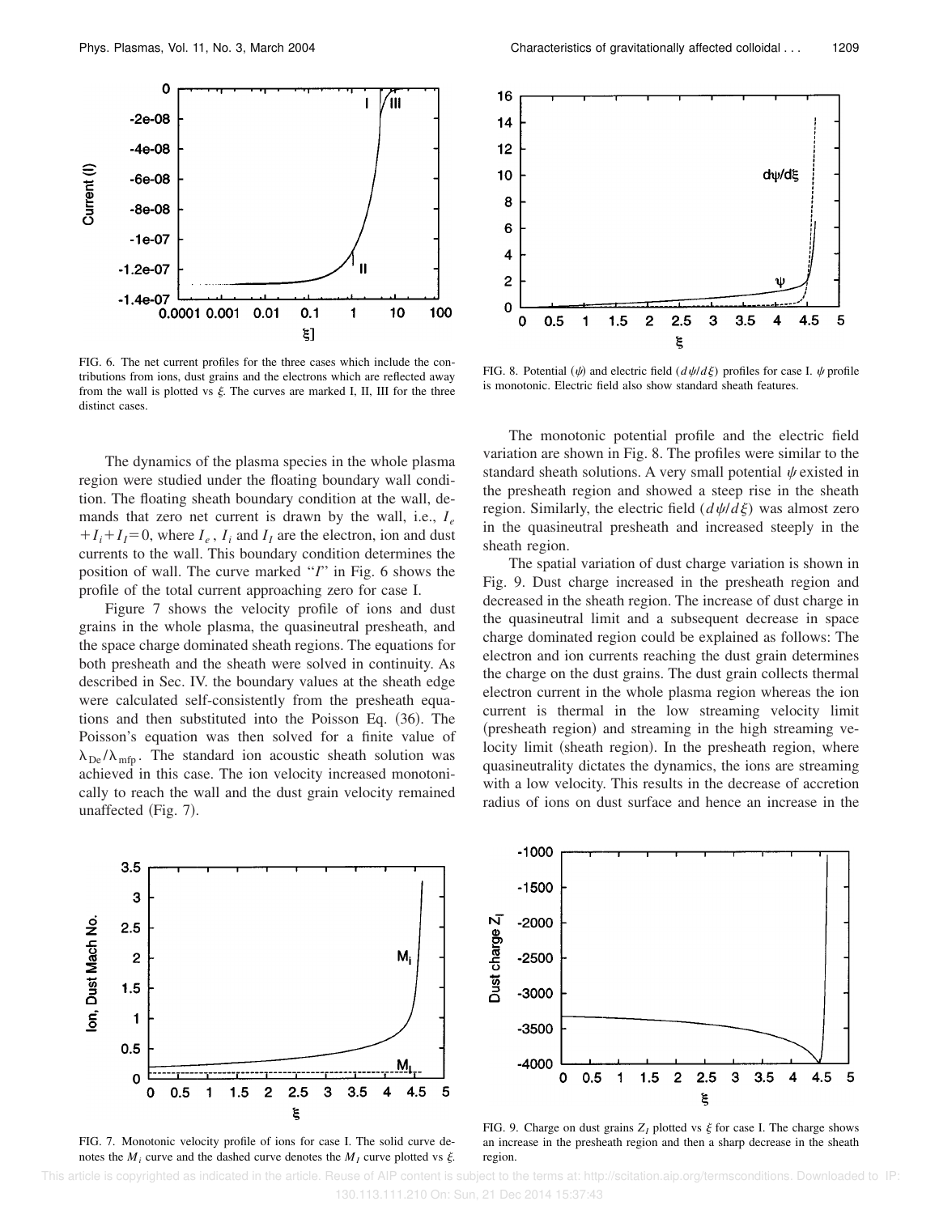FIG. 6. The net current profiles for the three cases which include the contributions from ions, dust grains and the electrons which are reflected away from the wall is plotted vs $\xi$. The curves are marked I, II, III for the three distinct cases.

FIG. 8. Potential ($\psi$) and electric field ($d\psi/d\xi$) profiles for case I. $\psi$ profile is monotonic. Electric field also show standard sheath features.

The dynamics of the plasma species in the whole plasma region were studied under the floating boundary wall condition. The floating sheath boundary condition at the wall, demands that zero net current is drawn by the wall, i.e., $I_e + I_i + I_I = 0$, where $I_e$, $I_i$ and $I_I$ are the electron, ion and dust currents to the wall. This boundary condition determines the position of wall. The curve marked "$I$" in Fig. 6 shows the profile of the total current approaching zero for case I.

Figure 7 shows the velocity profile of ions and dust grains in the whole plasma, the quasineutral presheath, and the space charge dominated sheath regions. The equations for both presheath and the sheath were solved in continuity. As described in Sec. IV. the boundary values at the sheath edge were calculated self-consistently from the presheath equations and then substituted into the Poisson Eq. (36). The Poisson's equation was then solved for a finite value of $\lambda_{De}/\lambda_{mfp}$. The standard ion acoustic sheath solution was achieved in this case. The ion velocity increased monotonically to reach the wall and the dust grain velocity remained unaffected (Fig. 7).

The monotonic potential profile and the electric field variation are shown in Fig. 8. The profiles were similar to the standard sheath solutions. A very small potential $\psi$ existed in the presheath region and showed a steep rise in the sheath region. Similarly, the electric field ($d\psi/d\xi$) was almost zero in the quasineutral presheath and increased steeply in the sheath region.

The spatial variation of dust charge variation is shown in Fig. 9. Dust charge increased in the presheath region and decreased in the sheath region. The increase of dust charge in the quasineutral limit and a subsequent decrease in space charge dominated region could be explained as follows: The electron and ion currents reaching the dust grain determines the charge on the dust grains. The dust grain collects thermal electron current in the whole plasma region whereas the ion current is thermal in the low streaming velocity limit (presheath region) and streaming in the high streaming velocity limit (sheath region). In the presheath region, where quasineutrality dictates the dynamics, the ions are streaming with a low velocity. This results in the decrease of accretion radius of ions on dust surface and hence an increase in the

FIG. 7. Monotonic velocity profile of ions for case I. The solid curve denotes the $M_i$ curve and the dashed curve denotes the $M_I$ curve plotted vs $\xi$.

FIG. 9. Charge on dust grains $Z_I$ plotted vs $\xi$ for case I. The charge shows an increase in the presheath region and then a sharp decrease in the sheath region.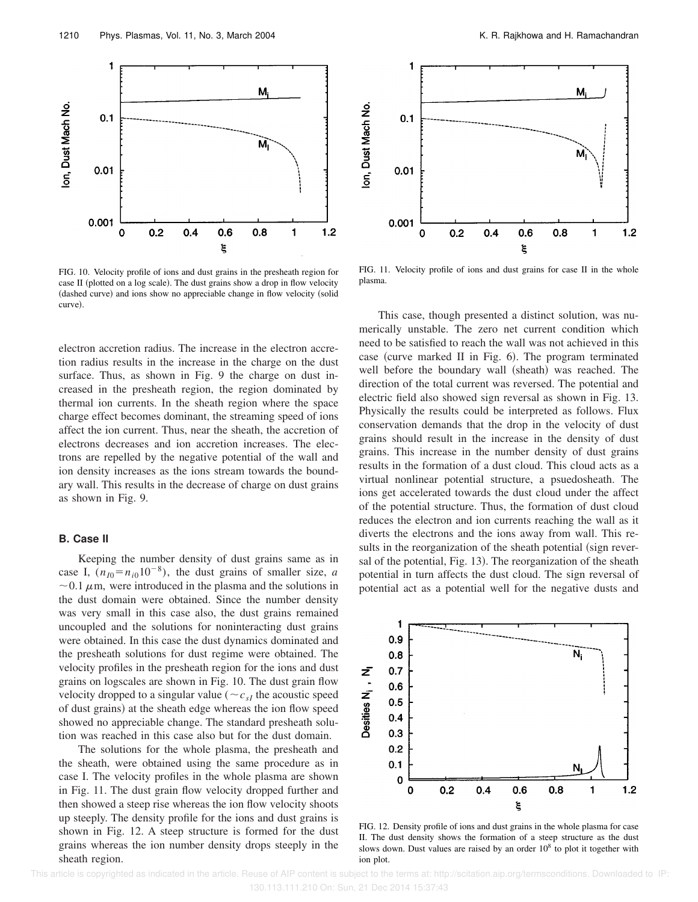FIG. 10. Velocity profile of ions and dust grains in the presheath region for case II (plotted on a log scale). The dust grains show a drop in flow velocity (dashed curve) and ions show no appreciable change in flow velocity (solid curve).

electron accretion radius. The increase in the electron accretion radius results in the increase in the charge on the dust surface. Thus, as shown in Fig. 9 the charge on dust increased in the presheath region, the region dominated by thermal ion currents. In the sheath region where the space charge effect becomes dominant, the streaming speed of ions affect the ion current. Thus, near the sheath, the accretion of electrons decreases and ion accretion increases. The electrons are repelled by the negative potential of the wall and ion density increases as the ions stream towards the boundary wall. This results in the decrease of charge on dust grains as shown in Fig. 9.

### B. Case II

Keeping the number density of dust grains same as in case I, ($n_{I0}=n_{i0}10^{-8}$), the dust grains of smaller size, $a \sim 0.1\,\mu$m, were introduced in the plasma and the solutions in the dust domain were obtained. Since the number density was very small in this case also, the dust grains remained uncoupled and the solutions for noninteracting dust grains were obtained. In this case the dust dynamics dominated and the presheath solutions for dust regime were obtained. The velocity profiles in the presheath region for the ions and dust grains on logscales are shown in Fig. 10. The dust grain flow velocity dropped to a singular value ($\sim c_{sI}$ the acoustic speed of dust grains) at the sheath edge whereas the ion flow speed showed no appreciable change. The standard presheath solution was reached in this case also but for the dust domain.

The solutions for the whole plasma, the presheath and the sheath, were obtained using the same procedure as in case I. The velocity profiles in the whole plasma are shown in Fig. 11. The dust grain flow velocity dropped further and then showed a steep rise whereas the ion flow velocity shoots up steeply. The density profile for the ions and dust grains is shown in Fig. 12. A steep structure is formed for the dust grains whereas the ion number density drops steeply in the sheath region.

FIG. 11. Velocity profile of ions and dust grains for case II in the whole plasma.

This case, though presented a distinct solution, was numerically unstable. The zero net current condition which need to be satisfied to reach the wall was not achieved in this case (curve marked II in Fig. 6). The program terminated well before the boundary wall (sheath) was reached. The direction of the total current was reversed. The potential and electric field also showed sign reversal as shown in Fig. 13. Physically the results could be interpreted as follows. Flux conservation demands that the drop in the velocity of dust grains should result in the increase in the density of dust grains. This increase in the number density of dust grains results in the formation of a dust cloud. This cloud acts as a virtual nonlinear potential structure, a psuedosheath. The ions get accelerated towards the dust cloud under the affect of the potential structure. Thus, the formation of dust cloud reduces the electron and ion currents reaching the wall as it diverts the electrons and the ions away from wall. This results in the reorganization of the sheath potential (sign reversal of the potential, Fig. 13). The reorganization of the sheath potential in turn affects the dust cloud. The sign reversal of potential act as a potential well for the negative dusts and

FIG. 12. Density profile of ions and dust grains in the whole plasma for case II. The dust density shows the formation of a steep structure as the dust slows down. Dust values are raised by an order $10^8$ to plot it together with ion plot.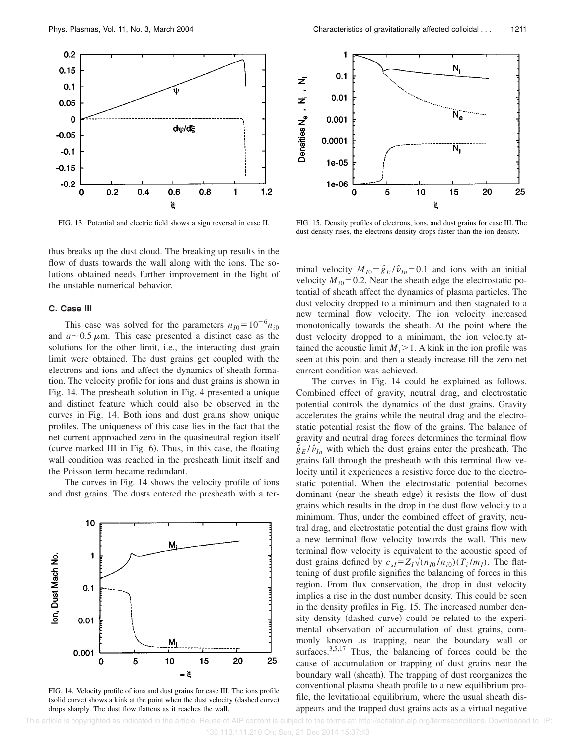FIG. 13. Potential and electric field shows a sign reversal in case II.

FIG. 15. Density profiles of electrons, ions, and dust grains for case III. The dust density rises, the electrons density drops faster than the ion density.

thus breaks up the dust cloud. The breaking up results in the flow of dusts towards the wall along with the ions. The solutions obtained needs further improvement in the light of the unstable numerical behavior.

### C. Case III

This case was solved for the parameters $n_{I0} = 10^{-6} n_{i0}$ and $a \sim 0.5\,\mu$m. This case presented a distinct case as the solutions for the other limit, i.e., the interacting dust grain limit were obtained. The dust grains get coupled with the electrons and ions and affect the dynamics of sheath formation. The velocity profile for ions and dust grains is shown in Fig. 14. The presheath solution in Fig. 4 presented a unique and distinct feature which could also be observed in the curves in Fig. 14. Both ions and dust grains show unique profiles. The uniqueness of this case lies in the fact that the net current approached zero in the quasineutral region itself (curve marked III in Fig. 6). Thus, in this case, the floating wall condition was reached in the presheath limit itself and the Poisson term became redundant.

The curves in Fig. 14 shows the velocity profile of ions and dust grains. The dusts entered the presheath with a terminal velocity $M_{I0} = \hat{g}_E / \hat{\nu}_{In} = 0.1$ and ions with an initial velocity $M_{i0} = 0.2$. Near the sheath edge the electrostatic potential of sheath affect the dynamics of plasma particles. The dust velocity dropped to a minimum and then stagnated to a new terminal flow velocity. The ion velocity increased monotonically towards the sheath. At the point where the dust velocity dropped to a minimum, the ion velocity attained the acoustic limit $M_i > 1$. A kink in the ion profile was seen at this point and then a steady increase till the zero net current condition was achieved.

FIG. 14. Velocity profile of ions and dust grains for case III. The ions profile (solid curve) shows a kink at the point when the dust velocity (dashed curve) drops sharply. The dust flow flattens as it reaches the wall.

The curves in Fig. 14 could be explained as follows. Combined effect of gravity, neutral drag, and electrostatic potential controls the dynamics of the dust grains. Gravity accelerates the grains while the neutral drag and the electrostatic potential resist the flow of the grains. The balance of gravity and neutral drag forces determines the terminal flow $\hat{g}_E / \hat{\nu}_{In}$ with which the dust grains enter the presheath. The grains fall through the presheath with this terminal flow velocity until it experiences a resistive force due to the electrostatic potential. When the electrostatic potential becomes dominant (near the sheath edge) it resists the flow of dust grains which results in the drop in the dust flow velocity to a minimum. Thus, under the combined effect of gravity, neutral drag, and electrostatic potential the dust grains flow with a new terminal flow velocity towards the wall. This new terminal flow velocity is equivalent to the acoustic speed of dust grains defined by $c_{sI} = Z_I \sqrt{(n_{I0}/n_{i0})(T_i/m_I)}$. The flattening of dust profile signifies the balancing of forces in this region. From flux conservation, the drop in dust velocity implies a rise in the dust number density. This could be seen in the density profiles in Fig. 15. The increased number density density (dashed curve) could be related to the experimental observation of accumulation of dust grains, commonly known as trapping, near the boundary wall or surfaces.[3,5,17] Thus, the balancing of forces could be the cause of accumulation or trapping of dust grains near the boundary wall (sheath). The trapping of dust reorganizes the conventional plasma sheath profile to a new equilibrium profile, the levitational equilibrium, where the usual sheath disappears and the trapped dust grains acts as a virtual negative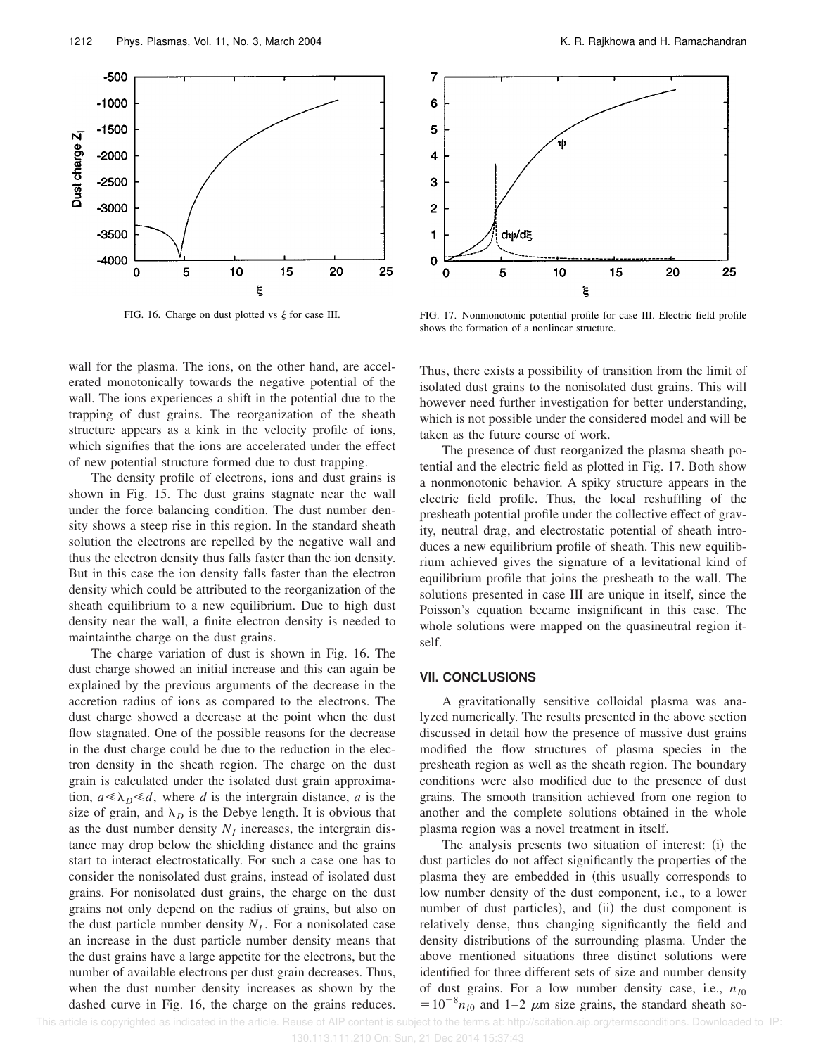FIG. 16. Charge on dust plotted vs $\xi$ for case III.

FIG. 17. Nonmonotonic potential profile for case III. Electric field profile shows the formation of a nonlinear structure.

wall for the plasma. The ions, on the other hand, are accelerated monotonically towards the negative potential of the wall. The ions experiences a shift in the potential due to the trapping of dust grains. The reorganization of the sheath structure appears as a kink in the velocity profile of ions, which signifies that the ions are accelerated under the effect of new potential structure formed due to dust trapping.

The density profile of electrons, ions and dust grains is shown in Fig. 15. The dust grains stagnate near the wall under the force balancing condition. The dust number density shows a steep rise in this region. In the standard sheath solution the electrons are repelled by the negative wall and thus the electron density thus falls faster than the ion density. But in this case the ion density falls faster than the electron density which could be attributed to the reorganization of the sheath equilibrium to a new equilibrium. Due to high dust density near the wall, a finite electron density is needed to maintainthe charge on the dust grains.

The charge variation of dust is shown in Fig. 16. The dust charge showed an initial increase and this can again be explained by the previous arguments of the decrease in the accretion radius of ions as compared to the electrons. The dust charge showed a decrease at the point when the dust flow stagnated. One of the possible reasons for the decrease in the dust charge could be due to the reduction in the electron density in the sheath region. The charge on the dust grain is calculated under the isolated dust grain approximation, $a \ll \lambda_D \ll d$, where $d$ is the intergrain distance, $a$ is the size of grain, and $\lambda_D$ is the Debye length. It is obvious that as the dust number density $N_I$ increases, the intergrain distance may drop below the shielding distance and the grains start to interact electrostatically. For such a case one has to consider the nonisolated dust grains, instead of isolated dust grains. For nonisolated dust grains, the charge on the dust grains not only depend on the radius of grains, but also on the dust particle number density $N_I$. For a nonisolated case an increase in the dust particle number density means that the dust grains have a large appetite for the electrons, but the number of available electrons per dust grain decreases. Thus, when the dust number density increases as shown by the dashed curve in Fig. 16, the charge on the grains reduces. Thus, there exists a possibility of transition from the limit of isolated dust grains to the nonisolated dust grains. This will however need further investigation for better understanding, which is not possible under the considered model and will be taken as the future course of work.

The presence of dust reorganized the plasma sheath potential and the electric field as plotted in Fig. 17. Both show a nonmonotonic behavior. A spiky structure appears in the electric field profile. Thus, the local reshuffling of the presheath potential profile under the collective effect of gravity, neutral drag, and electrostatic potential of sheath introduces a new equilibrium profile of sheath. This new equilibrium achieved gives the signature of a levitational kind of equilibrium profile that joins the presheath to the wall. The solutions presented in case III are unique in itself, since the Poisson's equation became insignificant in this case. The whole solutions were mapped on the quasineutral region itself.

## VII. CONCLUSIONS

A gravitationally sensitive colloidal plasma was analyzed numerically. The results presented in the above section discussed in detail how the presence of massive dust grains modified the flow structures of plasma species in the presheath region as well as the sheath region. The boundary conditions were also modified due to the presence of dust grains. The smooth transition achieved from one region to another and the complete solutions obtained in the whole plasma region was a novel treatment in itself.

The analysis presents two situation of interest: (i) the dust particles do not affect significantly the properties of the plasma they are embedded in (this usually corresponds to low number density of the dust component, i.e., to a lower number of dust particles), and (ii) the dust component is relatively dense, thus changing significantly the field and density distributions of the surrounding plasma. Under the above mentioned situations three distinct solutions were identified for three different sets of size and number density of dust grains. For a low number density case, i.e., $n_{I0} = 10^{-8} n_{i0}$ and 1–2 $\mu$m size grains, the standard sheath so-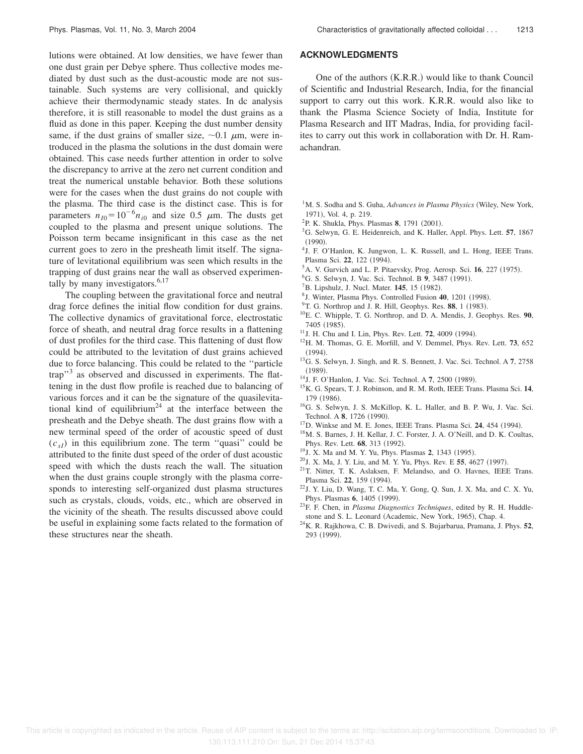lutions were obtained. At low densities, we have fewer than one dust grain per Debye sphere. Thus collective modes mediated by dust such as the dust-acoustic mode are not sustainable. Such systems are very collisional, and quickly achieve their thermodynamic steady states. In dc analysis therefore, it is still reasonable to model the dust grains as a fluid as done in this paper. Keeping the dust number density same, if the dust grains of smaller size, $\sim 0.1\ \mu$m, were introduced in the plasma the solutions in the dust domain were obtained. This case needs further attention in order to solve the discrepancy to arrive at the zero net current condition and treat the numerical unstable behavior. Both these solutions were for the cases when the dust grains do not couple with the plasma. The third case is the distinct case. This is for parameters $n_{I0}=10^{-6}n_{i0}$ and size 0.5 $\mu$m. The dusts get coupled to the plasma and present unique solutions. The Poisson term became insignificant in this case as the net current goes to zero in the presheath limit itself. The signature of levitational equilibrium was seen which results in the trapping of dust grains near the wall as observed experimentally by many investigators.[6,17]

The coupling between the gravitational force and neutral drag force defines the initial flow condition for dust grains. The collective dynamics of gravitational force, electrostatic force of sheath, and neutral drag force results in a flattening of dust profiles for the third case. This flattening of dust flow could be attributed to the levitation of dust grains achieved due to force balancing. This could be related to the "particle trap"[3] as observed and discussed in experiments. The flattening in the dust flow profile is reached due to balancing of various forces and it can be the signature of the quasilevitational kind of equilibrium[24] at the interface between the presheath and the Debye sheath. The dust grains flow with a new terminal speed of the order of acoustic speed of dust ($c_{sI}$) in this equilibrium zone. The term "quasi" could be attributed to the finite dust speed of the order of dust acoustic speed with which the dusts reach the wall. The situation when the dust grains couple strongly with the plasma corresponds to interesting self-organized dust plasma structures such as crystals, clouds, voids, etc., which are observed in the vicinity of the sheath. The results discussed above could be useful in explaining some facts related to the formation of these structures near the sheath.

## ACKNOWLEDGMENTS

One of the authors (K.R.R.) would like to thank Council of Scientific and Industrial Research, India, for the financial support to carry out this work. K.R.R. would also like to thank the Plasma Science Society of India, Institute for Plasma Research and IIT Madras, India, for providing facilites to carry out this work in collaboration with Dr. H. Ramachandran.

[1] M. S. Sodha and S. Guha, *Advances in Plasma Physics* (Wiley, New York, 1971), Vol. 4, p. 219.
[2] P. K. Shukla, Phys. Plasmas **8**, 1791 (2001).
[3] G. Selwyn, G. E. Heidenreich, and K. Haller, Appl. Phys. Lett. **57**, 1867 (1990).
[4] J. F. O'Hanlon, K. Jungwon, L. K. Russell, and L. Hong, IEEE Trans. Plasma Sci. **22**, 122 (1994).
[5] A. V. Gurvich and L. P. Pitaevsky, Prog. Aerosp. Sci. **16**, 227 (1975).
[6] G. S. Selwyn, J. Vac. Sci. Technol. B **9**, 3487 (1991).
[7] B. Lipshulz, J. Nucl. Mater. **145**, 15 (1982).
[8] J. Winter, Plasma Phys. Controlled Fusion **40**, 1201 (1998).
[9] T. G. Northrop and J. R. Hill, Geophys. Res. **88**, 1 (1983).
[10] E. C. Whipple, T. G. Northrop, and D. A. Mendis, J. Geophys. Res. **90**, 7405 (1985).
[11] J. H. Chu and I. Lin, Phys. Rev. Lett. **72**, 4009 (1994).
[12] H. M. Thomas, G. E. Morfill, and V. Demmel, Phys. Rev. Lett. **73**, 652 (1994).
[13] G. S. Selwyn, J. Singh, and R. S. Bennett, J. Vac. Sci. Technol. A **7**, 2758 (1989).
[14] J. F. O'Hanlon, J. Vac. Sci. Technol. A **7**, 2500 (1989).
[15] K. G. Spears, T. J. Robinson, and R. M. Roth, IEEE Trans. Plasma Sci. **14**, 179 (1986).
[16] G. S. Selwyn, J. S. McKillop, K. L. Haller, and B. P. Wu, J. Vac. Sci. Technol. A **8**, 1726 (1990).
[17] D. Winske and M. E. Jones, IEEE Trans. Plasma Sci. **24**, 454 (1994).
[18] M. S. Barnes, J. H. Kellar, J. C. Forster, J. A. O'Neill, and D. K. Coultas, Phys. Rev. Lett. **68**, 313 (1992).
[19] J. X. Ma and M. Y. Yu, Phys. Plasmas **2**, 1343 (1995).
[20] J. X. Ma, J. Y. Liu, and M. Y. Yu, Phys. Rev. E **55**, 4627 (1997).
[21] T. Nitter, T. K. Aslaksen, F. Melandso, and O. Havnes, IEEE Trans. Plasma Sci. **22**, 159 (1994).
[22] J. Y. Liu, D. Wang, T. C. Ma, Y. Gong, Q. Sun, J. X. Ma, and C. X. Yu, Phys. Plasmas **6**, 1405 (1999).
[23] F. F. Chen, in *Plasma Diagnostics Techniques*, edited by R. H. Huddlestone and S. L. Leonard (Academic, New York, 1965), Chap. 4.
[24] K. R. Rajkhowa, C. B. Dwivedi, and S. Bujarbarua, Pramana, J. Phys. **52**, 293 (1999).